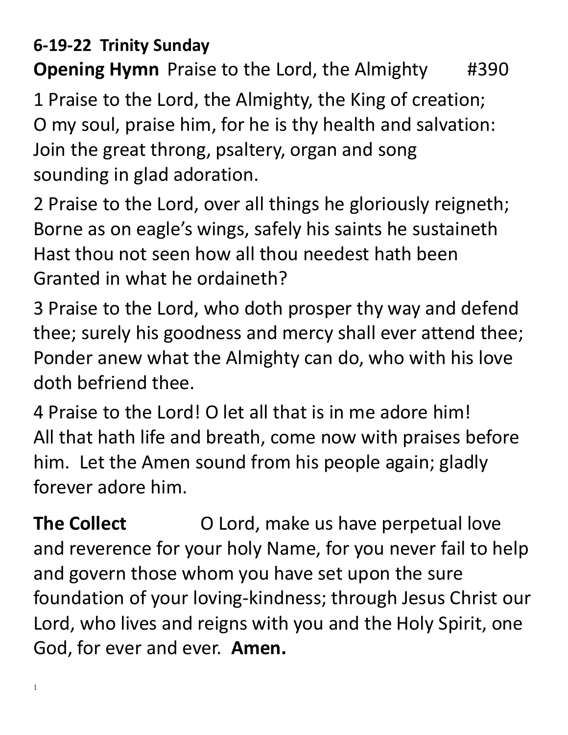**6-19-22 Trinity Sunday**

**Opening Hymn** Praise to the Lord, the Almighty #390

1 Praise to the Lord, the Almighty, the King of creation;
O my soul, praise him, for he is thy health and salvation:
Join the great throng, psaltery, organ and song
sounding in glad adoration.

2 Praise to the Lord, over all things he gloriously reigneth;
Borne as on eagle's wings, safely his saints he sustaineth
Hast thou not seen how all thou needest hath been
Granted in what he ordaineth?

3 Praise to the Lord, who doth prosper thy way and defend thee; surely his goodness and mercy shall ever attend thee; Ponder anew what the Almighty can do, who with his love doth befriend thee.

4 Praise to the Lord! O let all that is in me adore him! All that hath life and breath, come now with praises before him. Let the Amen sound from his people again; gladly forever adore him.

**The Collect** O Lord, make us have perpetual love and reverence for your holy Name, for you never fail to help and govern those whom you have set upon the sure foundation of your loving-kindness; through Jesus Christ our Lord, who lives and reigns with you and the Holy Spirit, one God, for ever and ever. **Amen.**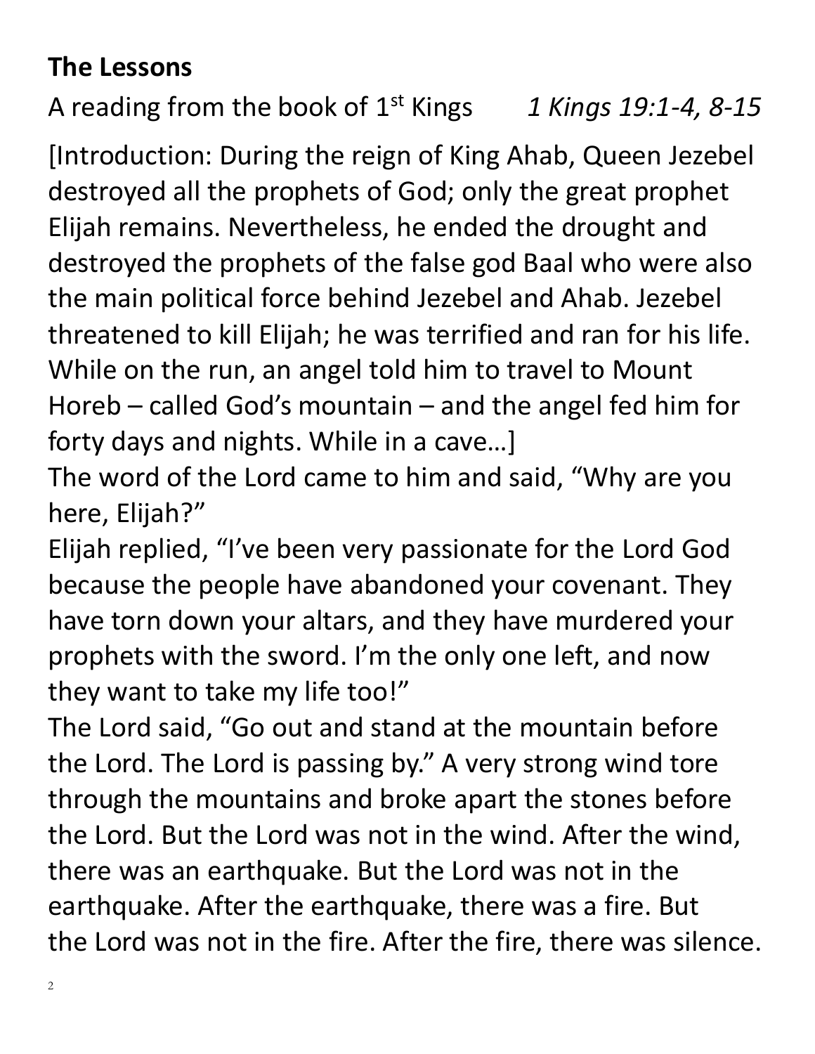**The Lessons**

A reading from the book of 1st Kings *1 Kings 19:1-4, 8-15*

[Introduction: During the reign of King Ahab, Queen Jezebel destroyed all the prophets of God; only the great prophet Elijah remains. Nevertheless, he ended the drought and destroyed the prophets of the false god Baal who were also the main political force behind Jezebel and Ahab. Jezebel threatened to kill Elijah; he was terrified and ran for his life. While on the run, an angel told him to travel to Mount Horeb – called God's mountain – and the angel fed him for forty days and nights. While in a cave…]

The word of the Lord came to him and said, "Why are you here, Elijah?"

Elijah replied, "I've been very passionate for the Lord God because the people have abandoned your covenant. They have torn down your altars, and they have murdered your prophets with the sword. I'm the only one left, and now they want to take my life too!"

The Lord said, "Go out and stand at the mountain before the Lord. The Lord is passing by." A very strong wind tore through the mountains and broke apart the stones before the Lord. But the Lord was not in the wind. After the wind, there was an earthquake. But the Lord was not in the earthquake. After the earthquake, there was a fire. But the Lord was not in the fire. After the fire, there was silence.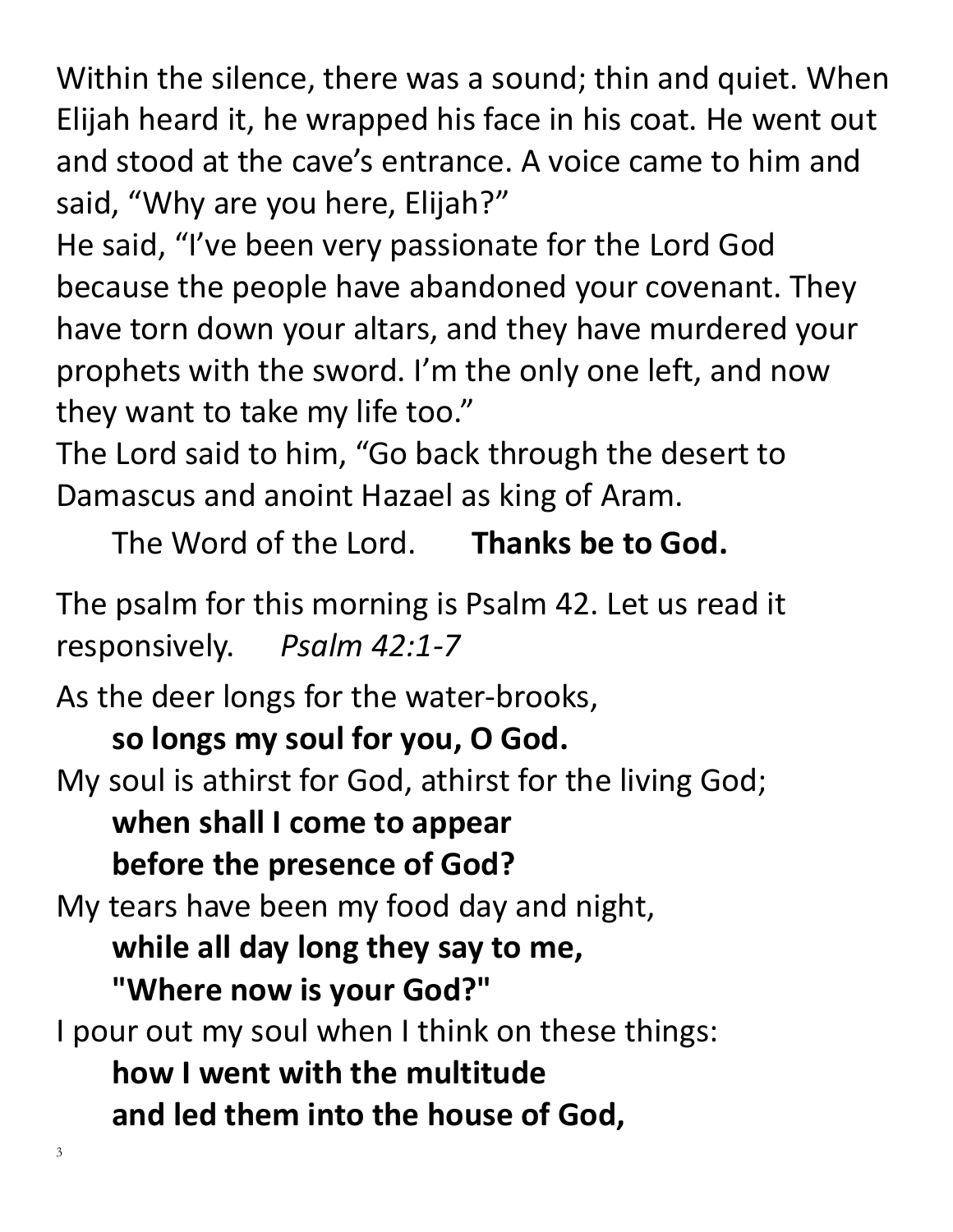Within the silence, there was a sound; thin and quiet. When Elijah heard it, he wrapped his face in his coat. He went out and stood at the cave's entrance. A voice came to him and said, "Why are you here, Elijah?"

He said, "I've been very passionate for the Lord God because the people have abandoned your covenant. They have torn down your altars, and they have murdered your prophets with the sword. I'm the only one left, and now they want to take my life too."

The Lord said to him, "Go back through the desert to Damascus and anoint Hazael as king of Aram.

The Word of the Lord. **Thanks be to God.**

The psalm for this morning is Psalm 42. Let us read it responsively. *Psalm 42:1-7*

As the deer longs for the water-brooks,
**so longs my soul for you, O God.**

My soul is athirst for God, athirst for the living God;
**when shall I come to appear**
**before the presence of God?**

My tears have been my food day and night,
**while all day long they say to me,**
**"Where now is your God?"**

I pour out my soul when I think on these things:
**how I went with the multitude**
**and led them into the house of God,**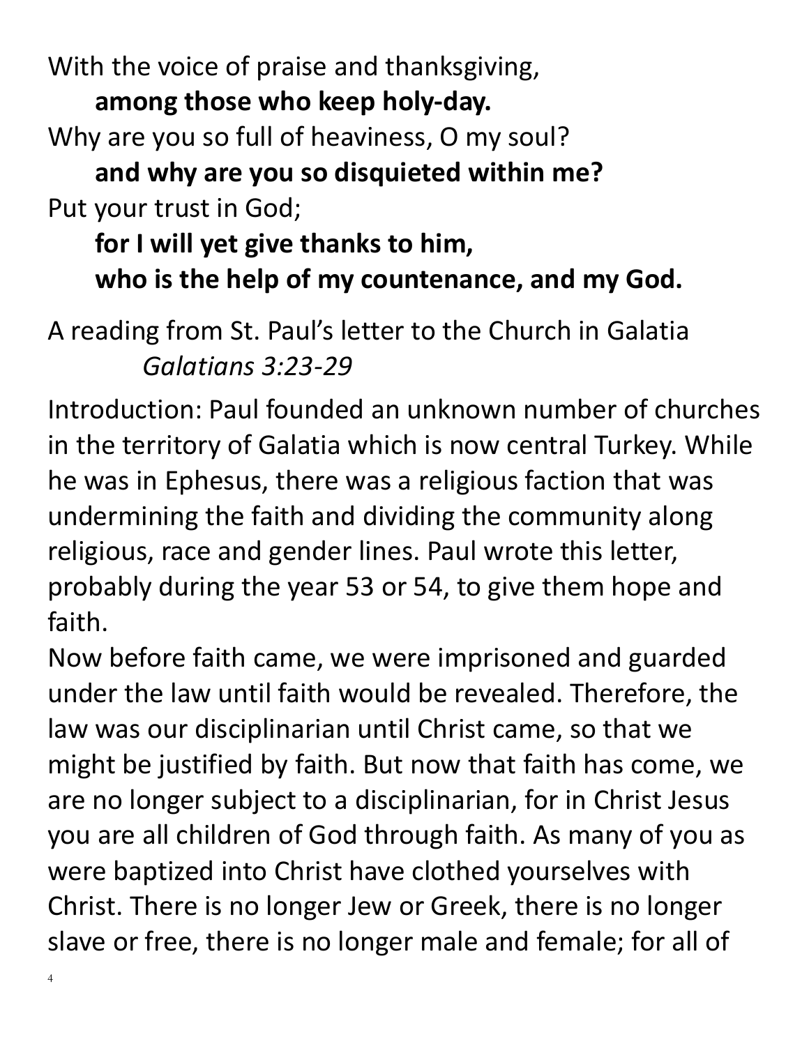With the voice of praise and thanksgiving,
 **among those who keep holy-day.**
Why are you so full of heaviness, O my soul?
 **and why are you so disquieted within me?**
Put your trust in God;
 **for I will yet give thanks to him,**
 **who is the help of my countenance, and my God.**

A reading from St. Paul's letter to the Church in Galatia
*Galatians 3:23-29*

Introduction: Paul founded an unknown number of churches in the territory of Galatia which is now central Turkey. While he was in Ephesus, there was a religious faction that was undermining the faith and dividing the community along religious, race and gender lines. Paul wrote this letter, probably during the year 53 or 54, to give them hope and faith.

Now before faith came, we were imprisoned and guarded under the law until faith would be revealed. Therefore, the law was our disciplinarian until Christ came, so that we might be justified by faith. But now that faith has come, we are no longer subject to a disciplinarian, for in Christ Jesus you are all children of God through faith. As many of you as were baptized into Christ have clothed yourselves with Christ. There is no longer Jew or Greek, there is no longer slave or free, there is no longer male and female; for all of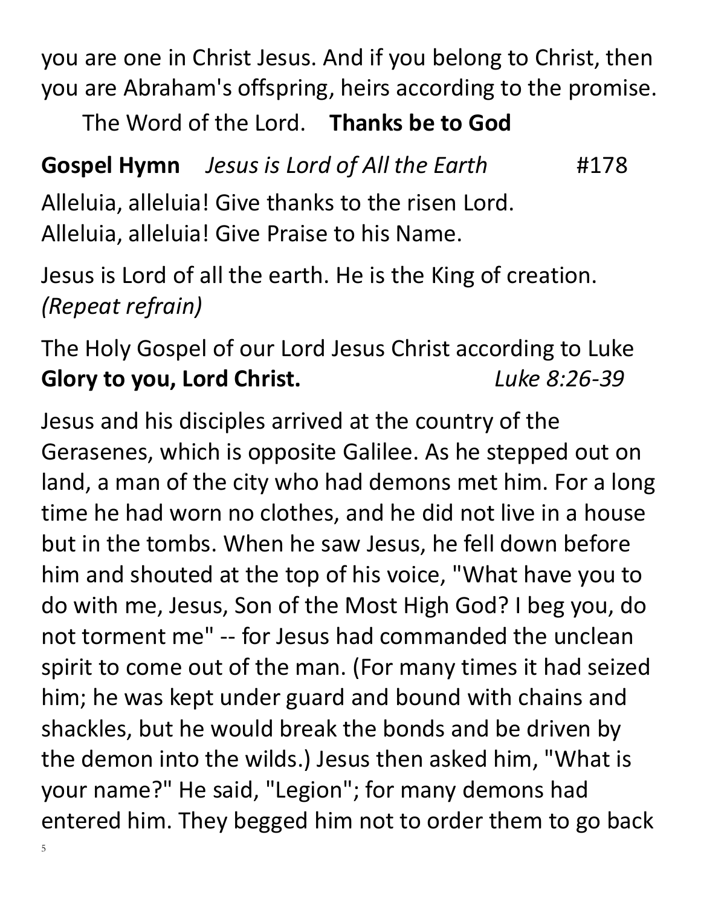you are one in Christ Jesus. And if you belong to Christ, then you are Abraham's offspring, heirs according to the promise.

The Word of the Lord. **Thanks be to God**

**Gospel Hymn** *Jesus is Lord of All the Earth* #178

Alleluia, alleluia! Give thanks to the risen Lord.
Alleluia, alleluia! Give Praise to his Name.

Jesus is Lord of all the earth. He is the King of creation.
*(Repeat refrain)*

The Holy Gospel of our Lord Jesus Christ according to Luke
**Glory to you, Lord Christ.** *Luke 8:26-39*

Jesus and his disciples arrived at the country of the Gerasenes, which is opposite Galilee. As he stepped out on land, a man of the city who had demons met him. For a long time he had worn no clothes, and he did not live in a house but in the tombs. When he saw Jesus, he fell down before him and shouted at the top of his voice, "What have you to do with me, Jesus, Son of the Most High God? I beg you, do not torment me" -- for Jesus had commanded the unclean spirit to come out of the man. (For many times it had seized him; he was kept under guard and bound with chains and shackles, but he would break the bonds and be driven by the demon into the wilds.) Jesus then asked him, "What is your name?" He said, "Legion"; for many demons had entered him. They begged him not to order them to go back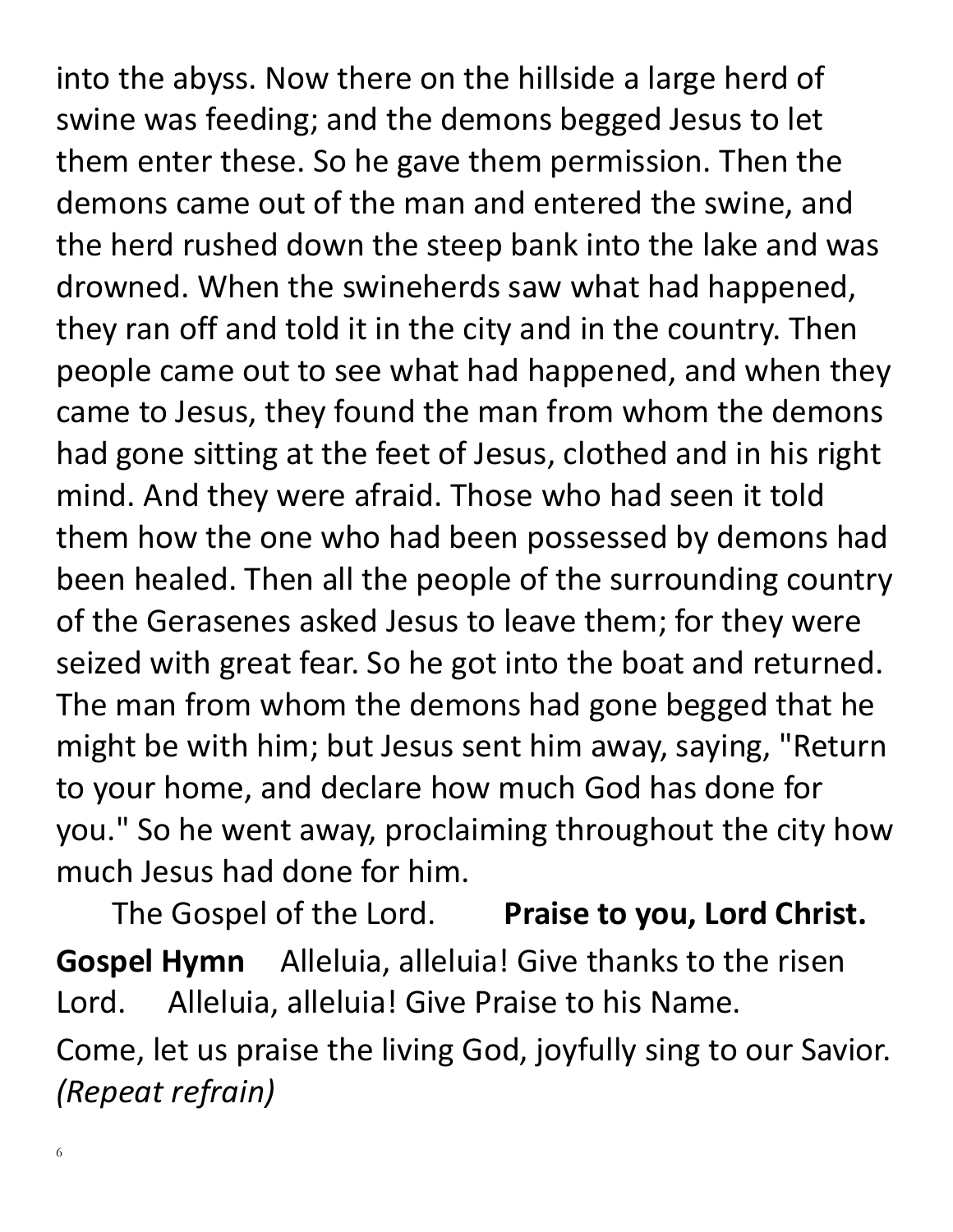into the abyss. Now there on the hillside a large herd of swine was feeding; and the demons begged Jesus to let them enter these. So he gave them permission. Then the demons came out of the man and entered the swine, and the herd rushed down the steep bank into the lake and was drowned. When the swineherds saw what had happened, they ran off and told it in the city and in the country. Then people came out to see what had happened, and when they came to Jesus, they found the man from whom the demons had gone sitting at the feet of Jesus, clothed and in his right mind. And they were afraid. Those who had seen it told them how the one who had been possessed by demons had been healed. Then all the people of the surrounding country of the Gerasenes asked Jesus to leave them; for they were seized with great fear. So he got into the boat and returned. The man from whom the demons had gone begged that he might be with him; but Jesus sent him away, saying, "Return to your home, and declare how much God has done for you." So he went away, proclaiming throughout the city how much Jesus had done for him.

The Gospel of the Lord. **Praise to you, Lord Christ.**

**Gospel Hymn** Alleluia, alleluia! Give thanks to the risen Lord. Alleluia, alleluia! Give Praise to his Name.

Come, let us praise the living God, joyfully sing to our Savior. *(Repeat refrain)*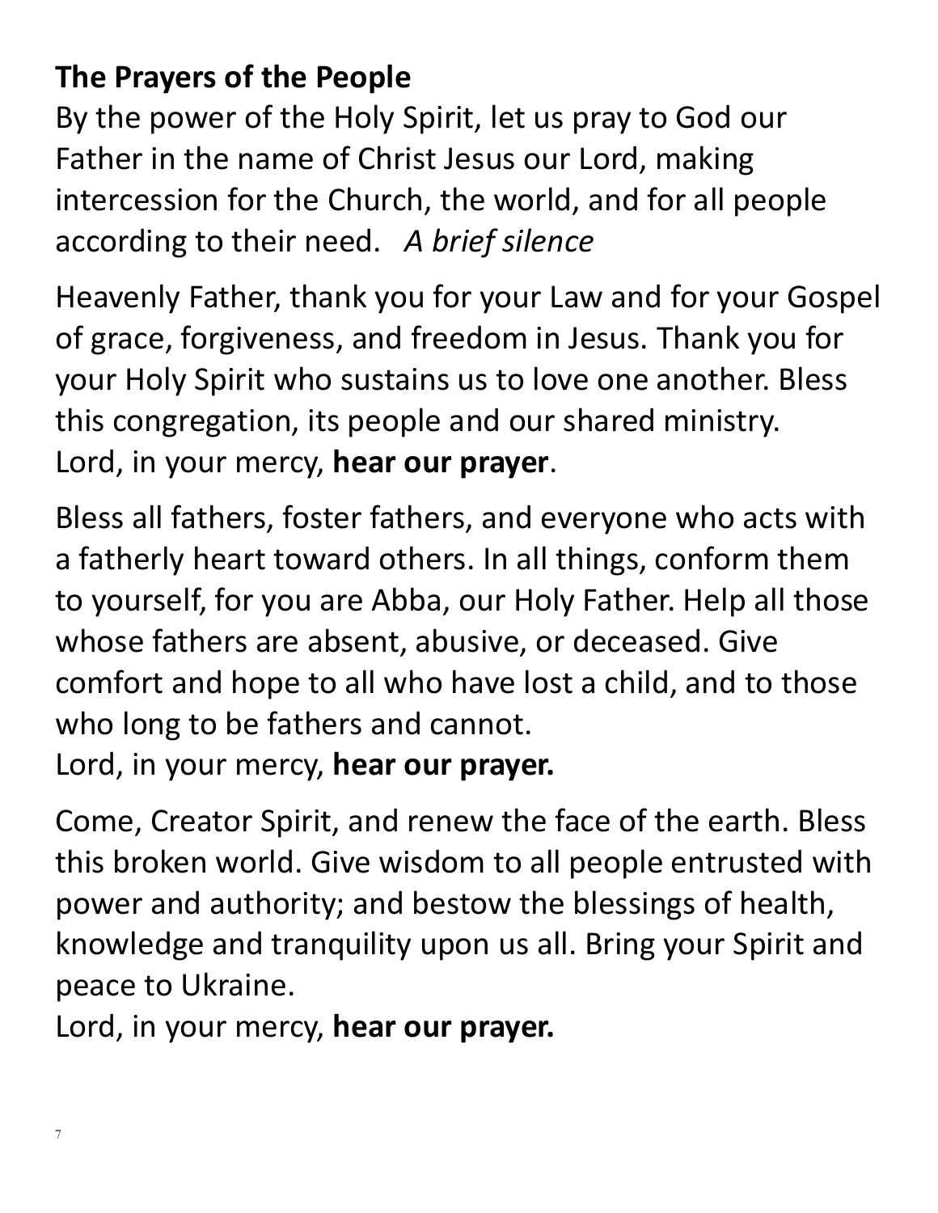**The Prayers of the People**

By the power of the Holy Spirit, let us pray to God our Father in the name of Christ Jesus our Lord, making intercession for the Church, the world, and for all people according to their need. *A brief silence*

Heavenly Father, thank you for your Law and for your Gospel of grace, forgiveness, and freedom in Jesus. Thank you for your Holy Spirit who sustains us to love one another. Bless this congregation, its people and our shared ministry.
Lord, in your mercy, **hear our prayer**.

Bless all fathers, foster fathers, and everyone who acts with a fatherly heart toward others. In all things, conform them to yourself, for you are Abba, our Holy Father. Help all those whose fathers are absent, abusive, or deceased. Give comfort and hope to all who have lost a child, and to those who long to be fathers and cannot.
Lord, in your mercy, **hear our prayer.**

Come, Creator Spirit, and renew the face of the earth. Bless this broken world. Give wisdom to all people entrusted with power and authority; and bestow the blessings of health, knowledge and tranquility upon us all. Bring your Spirit and peace to Ukraine.
Lord, in your mercy, **hear our prayer.**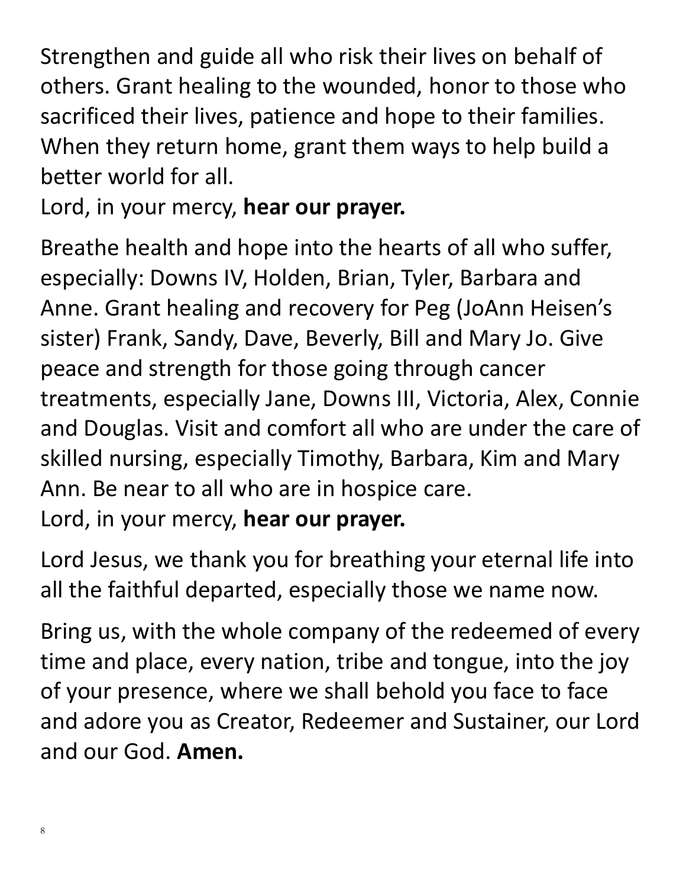Strengthen and guide all who risk their lives on behalf of others. Grant healing to the wounded, honor to those who sacrificed their lives, patience and hope to their families. When they return home, grant them ways to help build a better world for all.
Lord, in your mercy, **hear our prayer.**

Breathe health and hope into the hearts of all who suffer, especially: Downs IV, Holden, Brian, Tyler, Barbara and Anne. Grant healing and recovery for Peg (JoAnn Heisen's sister) Frank, Sandy, Dave, Beverly, Bill and Mary Jo. Give peace and strength for those going through cancer treatments, especially Jane, Downs III, Victoria, Alex, Connie and Douglas. Visit and comfort all who are under the care of skilled nursing, especially Timothy, Barbara, Kim and Mary Ann. Be near to all who are in hospice care.
Lord, in your mercy, **hear our prayer.**

Lord Jesus, we thank you for breathing your eternal life into all the faithful departed, especially those we name now.

Bring us, with the whole company of the redeemed of every time and place, every nation, tribe and tongue, into the joy of your presence, where we shall behold you face to face and adore you as Creator, Redeemer and Sustainer, our Lord and our God. **Amen.**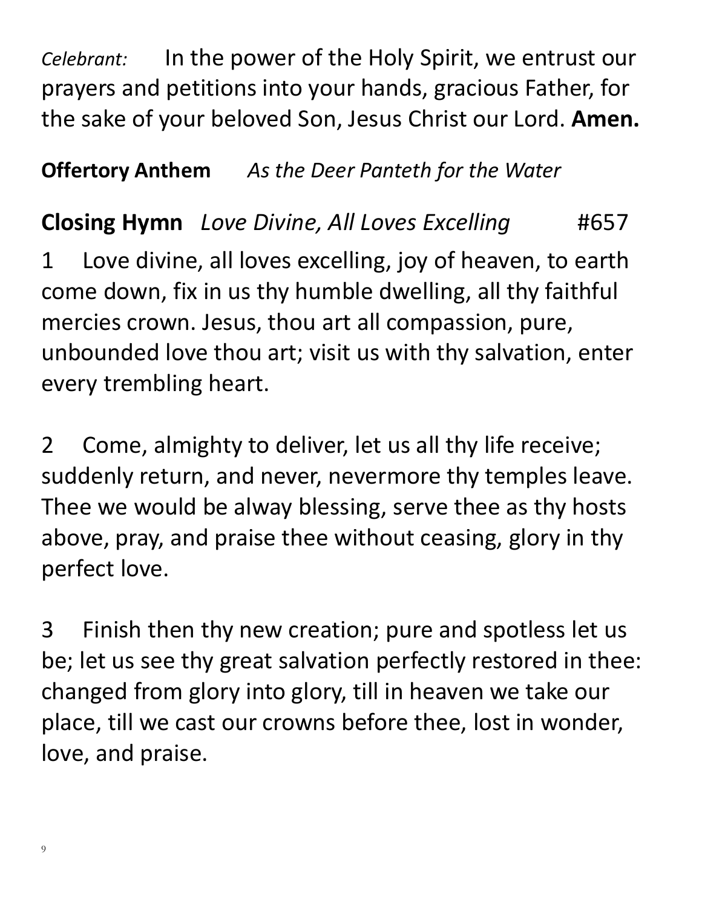*Celebrant:* In the power of the Holy Spirit, we entrust our prayers and petitions into your hands, gracious Father, for the sake of your beloved Son, Jesus Christ our Lord. **Amen.**

**Offertory Anthem** *As the Deer Panteth for the Water*

**Closing Hymn** *Love Divine, All Loves Excelling* #657

1 Love divine, all loves excelling, joy of heaven, to earth come down, fix in us thy humble dwelling, all thy faithful mercies crown. Jesus, thou art all compassion, pure, unbounded love thou art; visit us with thy salvation, enter every trembling heart.

2 Come, almighty to deliver, let us all thy life receive; suddenly return, and never, nevermore thy temples leave. Thee we would be alway blessing, serve thee as thy hosts above, pray, and praise thee without ceasing, glory in thy perfect love.

3 Finish then thy new creation; pure and spotless let us be; let us see thy great salvation perfectly restored in thee: changed from glory into glory, till in heaven we take our place, till we cast our crowns before thee, lost in wonder, love, and praise.